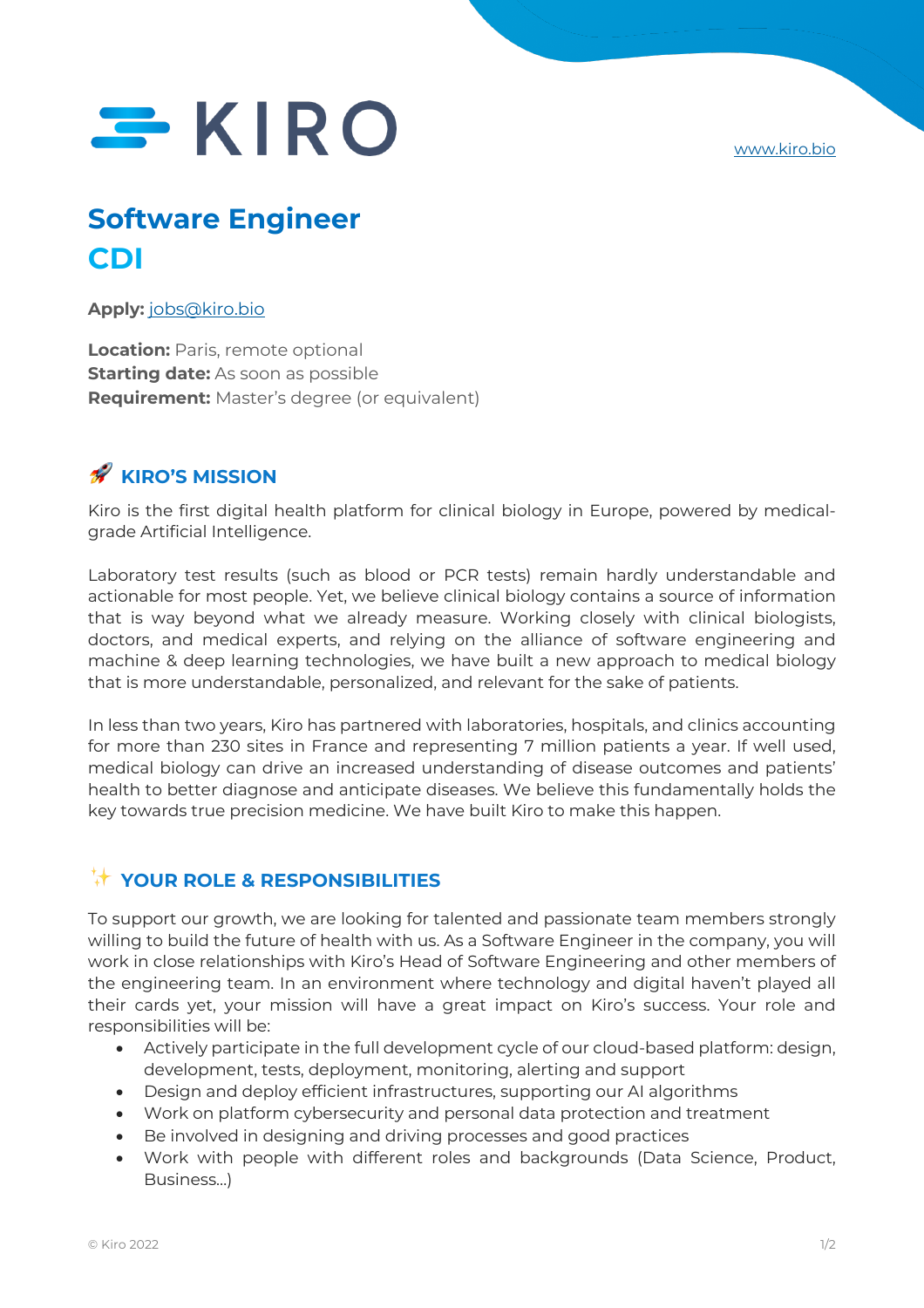# KIRO

www.kiro.bio

## Software Engineer
## CDI

**Apply:** jobs@kiro.bio

**Location:** Paris, remote optional
**Starting date:** As soon as possible
**Requirement:** Master's degree (or equivalent)

### 🚀 KIRO'S MISSION

Kiro is the first digital health platform for clinical biology in Europe, powered by medical-grade Artificial Intelligence.

Laboratory test results (such as blood or PCR tests) remain hardly understandable and actionable for most people. Yet, we believe clinical biology contains a source of information that is way beyond what we already measure. Working closely with clinical biologists, doctors, and medical experts, and relying on the alliance of software engineering and machine & deep learning technologies, we have built a new approach to medical biology that is more understandable, personalized, and relevant for the sake of patients.

In less than two years, Kiro has partnered with laboratories, hospitals, and clinics accounting for more than 230 sites in France and representing 7 million patients a year. If well used, medical biology can drive an increased understanding of disease outcomes and patients' health to better diagnose and anticipate diseases. We believe this fundamentally holds the key towards true precision medicine. We have built Kiro to make this happen.

### ✨ YOUR ROLE & RESPONSIBILITIES

To support our growth, we are looking for talented and passionate team members strongly willing to build the future of health with us. As a Software Engineer in the company, you will work in close relationships with Kiro's Head of Software Engineering and other members of the engineering team. In an environment where technology and digital haven't played all their cards yet, your mission will have a great impact on Kiro's success. Your role and responsibilities will be:

- Actively participate in the full development cycle of our cloud-based platform: design, development, tests, deployment, monitoring, alerting and support
- Design and deploy efficient infrastructures, supporting our AI algorithms
- Work on platform cybersecurity and personal data protection and treatment
- Be involved in designing and driving processes and good practices
- Work with people with different roles and backgrounds (Data Science, Product, Business…)

© Kiro 2022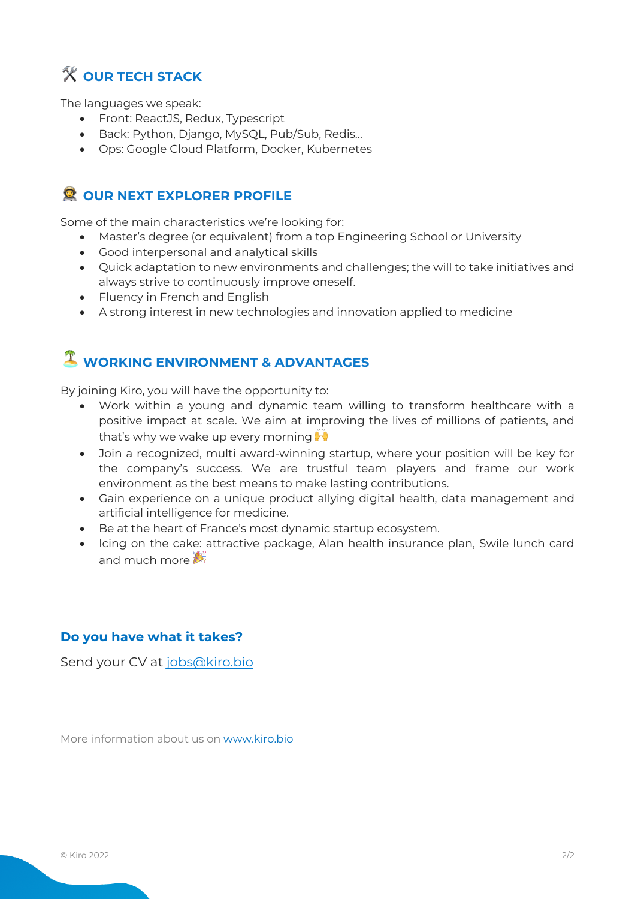## 🛠️ OUR TECH STACK

The languages we speak:

- Front: ReactJS, Redux, Typescript
- Back: Python, Django, MySQL, Pub/Sub, Redis...
- Ops: Google Cloud Platform, Docker, Kubernetes

## 👩‍🚀 OUR NEXT EXPLORER PROFILE

Some of the main characteristics we're looking for:

- Master's degree (or equivalent) from a top Engineering School or University
- Good interpersonal and analytical skills
- Quick adaptation to new environments and challenges; the will to take initiatives and always strive to continuously improve oneself.
- Fluency in French and English
- A strong interest in new technologies and innovation applied to medicine

## 🏝️ WORKING ENVIRONMENT & ADVANTAGES

By joining Kiro, you will have the opportunity to:

- Work within a young and dynamic team willing to transform healthcare with a positive impact at scale. We aim at improving the lives of millions of patients, and that's why we wake up every morning 🙌
- Join a recognized, multi award-winning startup, where your position will be key for the company's success. We are trustful team players and frame our work environment as the best means to make lasting contributions.
- Gain experience on a unique product allying digital health, data management and artificial intelligence for medicine.
- Be at the heart of France's most dynamic startup ecosystem.
- Icing on the cake: attractive package, Alan health insurance plan, Swile lunch card and much more 🎉

### Do you have what it takes?

Send your CV at [jobs@kiro.bio](mailto:jobs@kiro.bio)

More information about us on [www.kiro.bio](http://www.kiro.bio)

© Kiro 2022